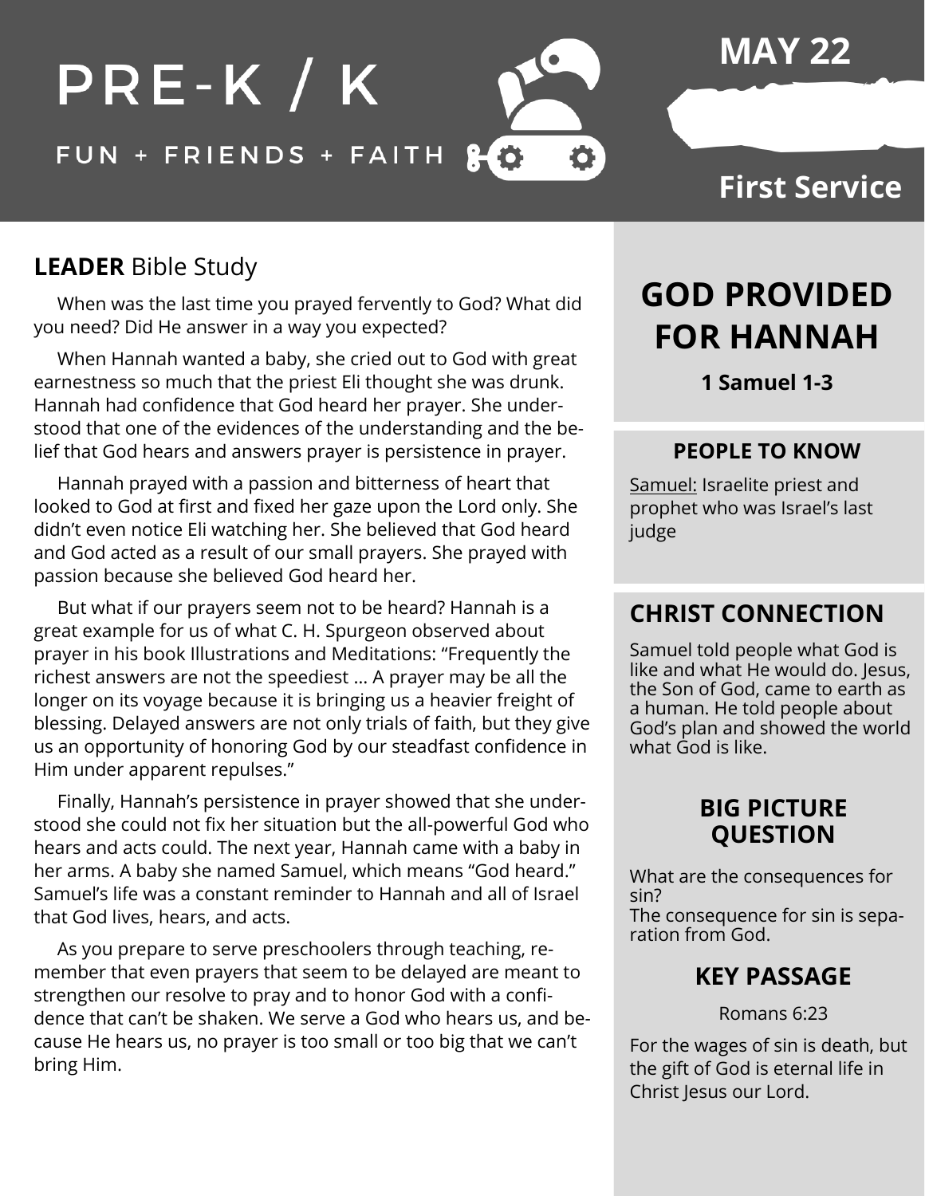# PRE-K / K

FUN + FRIENDS + FAITH

**MAY 22**

**First Service**

## **LEADER** Bible Study

When was the last time you prayed fervently to God? What did you need? Did He answer in a way you expected?

When Hannah wanted a baby, she cried out to God with great earnestness so much that the priest Eli thought she was drunk. Hannah had confidence that God heard her prayer. She understood that one of the evidences of the understanding and the belief that God hears and answers prayer is persistence in prayer.

Hannah prayed with a passion and bitterness of heart that looked to God at first and fixed her gaze upon the Lord only. She didn't even notice Eli watching her. She believed that God heard and God acted as a result of our small prayers. She prayed with passion because she believed God heard her.

But what if our prayers seem not to be heard? Hannah is a great example for us of what C. H. Spurgeon observed about prayer in his book Illustrations and Meditations: "Frequently the richest answers are not the speediest … A prayer may be all the longer on its voyage because it is bringing us a heavier freight of blessing. Delayed answers are not only trials of faith, but they give us an opportunity of honoring God by our steadfast confidence in Him under apparent repulses."

Finally, Hannah's persistence in prayer showed that she understood she could not fix her situation but the all-powerful God who hears and acts could. The next year, Hannah came with a baby in her arms. A baby she named Samuel, which means "God heard." Samuel's life was a constant reminder to Hannah and all of Israel that God lives, hears, and acts.

As you prepare to serve preschoolers through teaching, remember that even prayers that seem to be delayed are meant to strengthen our resolve to pray and to honor God with a confidence that can't be shaken. We serve a God who hears us, and because He hears us, no prayer is too small or too big that we can't bring Him.

## GOD PROVIDED FOR HANNAH

**1 Samuel 1-3**

### PEOPLE TO KNOW

Samuel: Israelite priest and prophet who was Israel's last judge

### CHRIST CONNECTION

Samuel told people what God is like and what He would do. Jesus, the Son of God, came to earth as a human. He told people about God's plan and showed the world what God is like.

### BIG PICTURE QUESTION

What are the consequences for sin?
The consequence for sin is separation from God.

### KEY PASSAGE

Romans 6:23

For the wages of sin is death, but the gift of God is eternal life in Christ Jesus our Lord.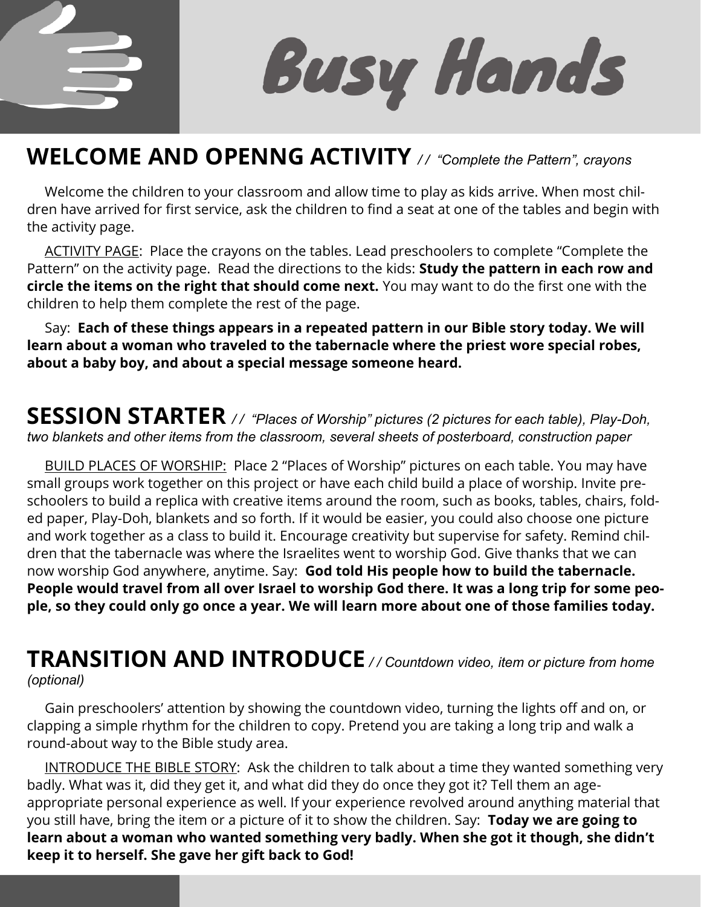# Busy Hands

## WELCOME AND OPENNG ACTIVITY *// "Complete the Pattern", crayons*

Welcome the children to your classroom and allow time to play as kids arrive. When most children have arrived for first service, ask the children to find a seat at one of the tables and begin with the activity page.

<u>ACTIVITY PAGE</u>: Place the crayons on the tables. Lead preschoolers to complete "Complete the Pattern" on the activity page. Read the directions to the kids: **Study the pattern in each row and circle the items on the right that should come next.** You may want to do the first one with the children to help them complete the rest of the page.

Say: **Each of these things appears in a repeated pattern in our Bible story today. We will learn about a woman who traveled to the tabernacle where the priest wore special robes, about a baby boy, and about a special message someone heard.**

## SESSION STARTER *// "Places of Worship" pictures (2 pictures for each table), Play-Doh, two blankets and other items from the classroom, several sheets of posterboard, construction paper*

<u>BUILD PLACES OF WORSHIP:</u> Place 2 "Places of Worship" pictures on each table. You may have small groups work together on this project or have each child build a place of worship. Invite preschoolers to build a replica with creative items around the room, such as books, tables, chairs, folded paper, Play-Doh, blankets and so forth. If it would be easier, you could also choose one picture and work together as a class to build it. Encourage creativity but supervise for safety. Remind children that the tabernacle was where the Israelites went to worship God. Give thanks that we can now worship God anywhere, anytime. Say: **God told His people how to build the tabernacle. People would travel from all over Israel to worship God there. It was a long trip for some people, so they could only go once a year. We will learn more about one of those families today.**

## TRANSITION AND INTRODUCE *// Countdown video, item or picture from home (optional)*

Gain preschoolers' attention by showing the countdown video, turning the lights off and on, or clapping a simple rhythm for the children to copy. Pretend you are taking a long trip and walk a round-about way to the Bible study area.

<u>INTRODUCE THE BIBLE STORY</u>: Ask the children to talk about a time they wanted something very badly. What was it, did they get it, and what did they do once they got it? Tell them an age-appropriate personal experience as well. If your experience revolved around anything material that you still have, bring the item or a picture of it to show the children. Say: **Today we are going to learn about a woman who wanted something very badly. When she got it though, she didn't keep it to herself. She gave her gift back to God!**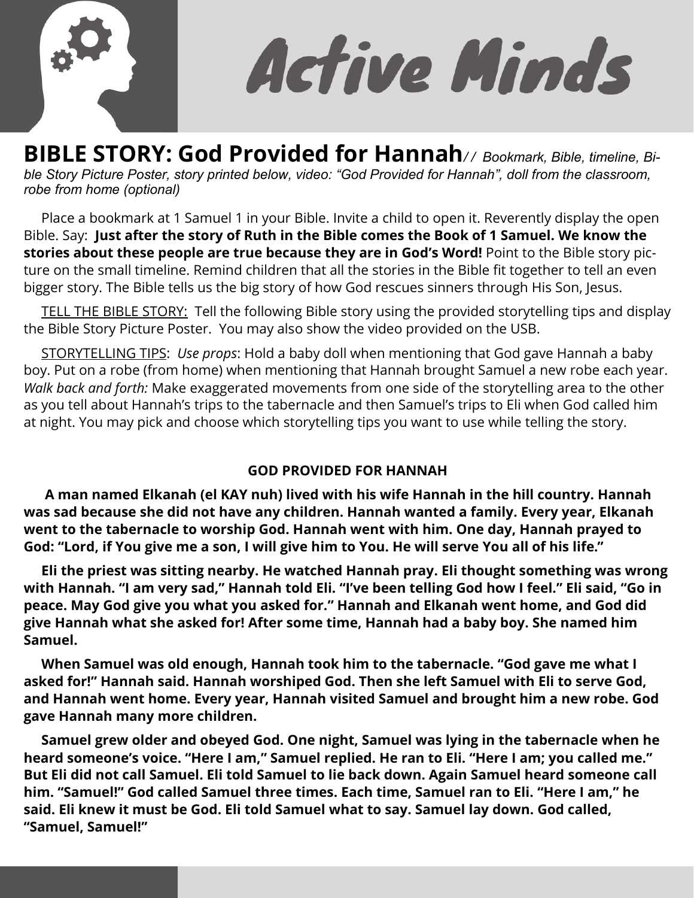# Active Minds

## BIBLE STORY: God Provided for Hannah*// Bookmark, Bible, timeline, Bible Story Picture Poster, story printed below, video: "God Provided for Hannah", doll from the classroom, robe from home (optional)*

Place a bookmark at 1 Samuel 1 in your Bible. Invite a child to open it. Reverently display the open Bible. Say: **Just after the story of Ruth in the Bible comes the Book of 1 Samuel. We know the stories about these people are true because they are in God's Word!** Point to the Bible story picture on the small timeline. Remind children that all the stories in the Bible fit together to tell an even bigger story. The Bible tells us the big story of how God rescues sinners through His Son, Jesus.

<u>TELL THE BIBLE STORY:</u> Tell the following Bible story using the provided storytelling tips and display the Bible Story Picture Poster. You may also show the video provided on the USB.

<u>STORYTELLING TIPS</u>: *Use props*: Hold a baby doll when mentioning that God gave Hannah a baby boy. Put on a robe (from home) when mentioning that Hannah brought Samuel a new robe each year. *Walk back and forth:* Make exaggerated movements from one side of the storytelling area to the other as you tell about Hannah's trips to the tabernacle and then Samuel's trips to Eli when God called him at night. You may pick and choose which storytelling tips you want to use while telling the story.

**GOD PROVIDED FOR HANNAH**

**A man named Elkanah (el KAY nuh) lived with his wife Hannah in the hill country. Hannah was sad because she did not have any children. Hannah wanted a family. Every year, Elkanah went to the tabernacle to worship God. Hannah went with him. One day, Hannah prayed to God: "Lord, if You give me a son, I will give him to You. He will serve You all of his life."**

**Eli the priest was sitting nearby. He watched Hannah pray. Eli thought something was wrong with Hannah. "I am very sad," Hannah told Eli. "I've been telling God how I feel." Eli said, "Go in peace. May God give you what you asked for." Hannah and Elkanah went home, and God did give Hannah what she asked for! After some time, Hannah had a baby boy. She named him Samuel.**

**When Samuel was old enough, Hannah took him to the tabernacle. "God gave me what I asked for!" Hannah said. Hannah worshiped God. Then she left Samuel with Eli to serve God, and Hannah went home. Every year, Hannah visited Samuel and brought him a new robe. God gave Hannah many more children.**

**Samuel grew older and obeyed God. One night, Samuel was lying in the tabernacle when he heard someone's voice. "Here I am," Samuel replied. He ran to Eli. "Here I am; you called me." But Eli did not call Samuel. Eli told Samuel to lie back down. Again Samuel heard someone call him. "Samuel!" God called Samuel three times. Each time, Samuel ran to Eli. "Here I am," he said. Eli knew it must be God. Eli told Samuel what to say. Samuel lay down. God called, "Samuel, Samuel!"**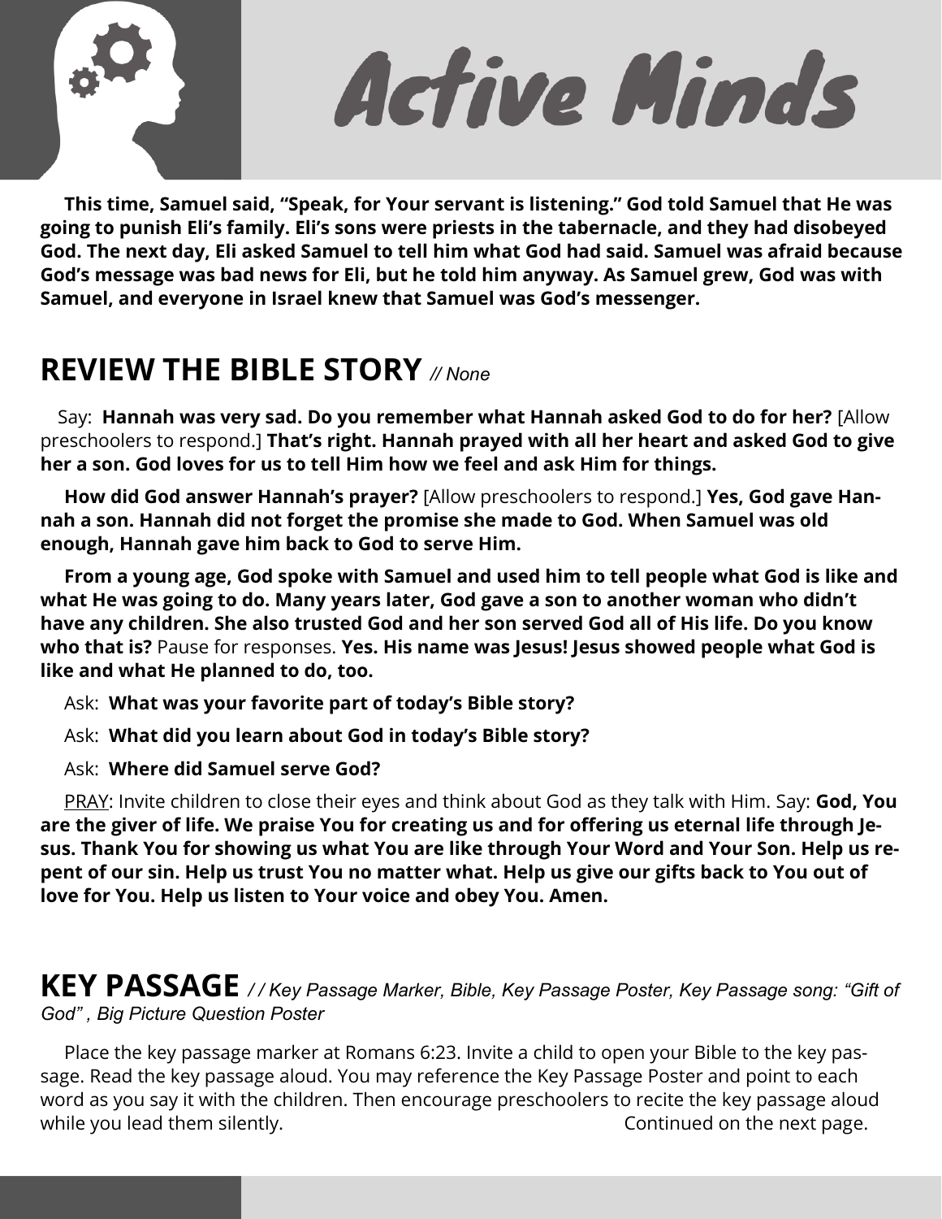# Active Minds

**This time, Samuel said, "Speak, for Your servant is listening." God told Samuel that He was going to punish Eli's family. Eli's sons were priests in the tabernacle, and they had disobeyed God. The next day, Eli asked Samuel to tell him what God had said. Samuel was afraid because God's message was bad news for Eli, but he told him anyway. As Samuel grew, God was with Samuel, and everyone in Israel knew that Samuel was God's messenger.**

## REVIEW THE BIBLE STORY *// None*

Say: **Hannah was very sad. Do you remember what Hannah asked God to do for her?** [Allow preschoolers to respond.] **That's right. Hannah prayed with all her heart and asked God to give her a son. God loves for us to tell Him how we feel and ask Him for things.**

**How did God answer Hannah's prayer?** [Allow preschoolers to respond.] **Yes, God gave Hannah a son. Hannah did not forget the promise she made to God. When Samuel was old enough, Hannah gave him back to God to serve Him.**

**From a young age, God spoke with Samuel and used him to tell people what God is like and what He was going to do. Many years later, God gave a son to another woman who didn't have any children. She also trusted God and her son served God all of His life. Do you know who that is?** Pause for responses. **Yes. His name was Jesus! Jesus showed people what God is like and what He planned to do, too.**

Ask: **What was your favorite part of today's Bible story?**

Ask: **What did you learn about God in today's Bible story?**

Ask: **Where did Samuel serve God?**

PRAY: Invite children to close their eyes and think about God as they talk with Him. Say: **God, You are the giver of life. We praise You for creating us and for offering us eternal life through Jesus. Thank You for showing us what You are like through Your Word and Your Son. Help us repent of our sin. Help us trust You no matter what. Help us give our gifts back to You out of love for You. Help us listen to Your voice and obey You. Amen.**

## KEY PASSAGE *// Key Passage Marker, Bible, Key Passage Poster, Key Passage song: "Gift of God" , Big Picture Question Poster*

Place the key passage marker at Romans 6:23. Invite a child to open your Bible to the key passage. Read the key passage aloud. You may reference the Key Passage Poster and point to each word as you say it with the children. Then encourage preschoolers to recite the key passage aloud while you lead them silently. Continued on the next page.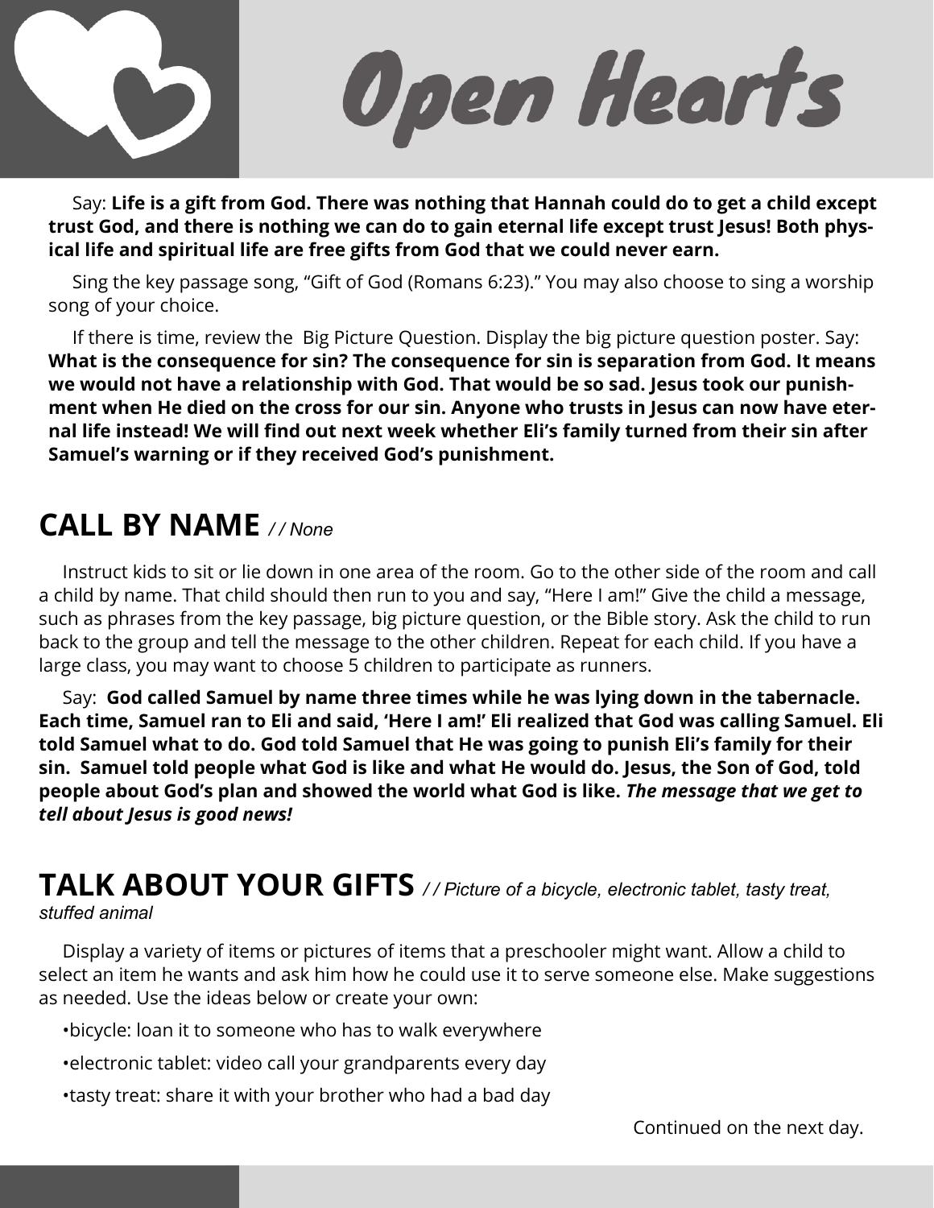# Open Hearts

Say: **Life is a gift from God. There was nothing that Hannah could do to get a child except trust God, and there is nothing we can do to gain eternal life except trust Jesus! Both physical life and spiritual life are free gifts from God that we could never earn.**

Sing the key passage song, "Gift of God (Romans 6:23)." You may also choose to sing a worship song of your choice.

If there is time, review the Big Picture Question. Display the big picture question poster. Say: **What is the consequence for sin? The consequence for sin is separation from God. It means we would not have a relationship with God. That would be so sad. Jesus took our punishment when He died on the cross for our sin. Anyone who trusts in Jesus can now have eternal life instead! We will find out next week whether Eli's family turned from their sin after Samuel's warning or if they received God's punishment.**

## CALL BY NAME *// None*

Instruct kids to sit or lie down in one area of the room. Go to the other side of the room and call a child by name. That child should then run to you and say, "Here I am!" Give the child a message, such as phrases from the key passage, big picture question, or the Bible story. Ask the child to run back to the group and tell the message to the other children. Repeat for each child. If you have a large class, you may want to choose 5 children to participate as runners.

Say: **God called Samuel by name three times while he was lying down in the tabernacle. Each time, Samuel ran to Eli and said, 'Here I am!' Eli realized that God was calling Samuel. Eli told Samuel what to do. God told Samuel that He was going to punish Eli's family for their sin. Samuel told people what God is like and what He would do. Jesus, the Son of God, told people about God's plan and showed the world what God is like.** ***The message that we get to tell about Jesus is good news!***

## TALK ABOUT YOUR GIFTS *// Picture of a bicycle, electronic tablet, tasty treat, stuffed animal*

Display a variety of items or pictures of items that a preschooler might want. Allow a child to select an item he wants and ask him how he could use it to serve someone else. Make suggestions as needed. Use the ideas below or create your own:

- bicycle: loan it to someone who has to walk everywhere
- electronic tablet: video call your grandparents every day
- tasty treat: share it with your brother who had a bad day

Continued on the next day.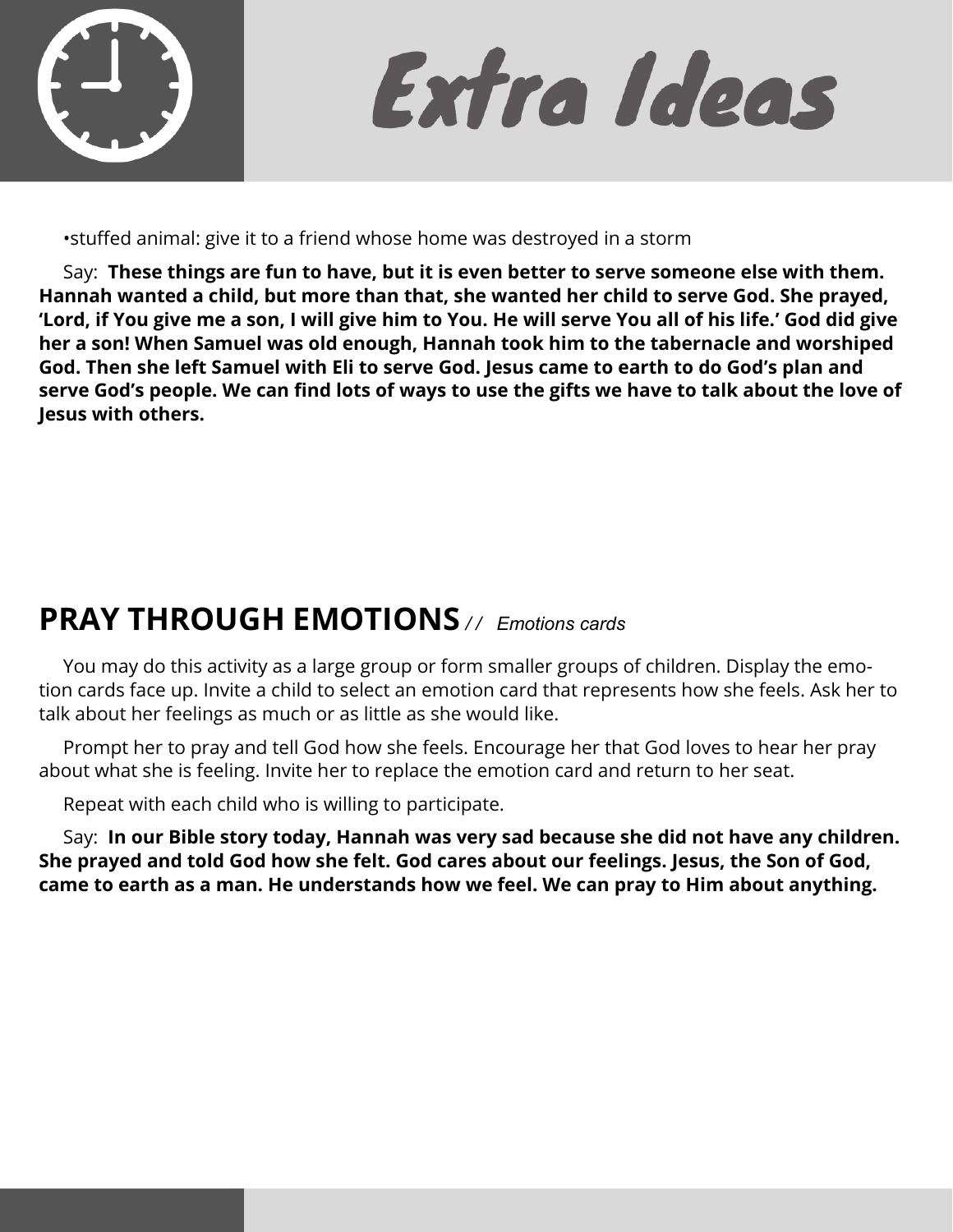# Extra Ideas

•stuffed animal: give it to a friend whose home was destroyed in a storm

Say: **These things are fun to have, but it is even better to serve someone else with them. Hannah wanted a child, but more than that, she wanted her child to serve God. She prayed, 'Lord, if You give me a son, I will give him to You. He will serve You all of his life.' God did give her a son! When Samuel was old enough, Hannah took him to the tabernacle and worshiped God. Then she left Samuel with Eli to serve God. Jesus came to earth to do God's plan and serve God's people. We can find lots of ways to use the gifts we have to talk about the love of Jesus with others.**

## PRAY THROUGH EMOTIONS // *Emotions cards*

You may do this activity as a large group or form smaller groups of children. Display the emotion cards face up. Invite a child to select an emotion card that represents how she feels. Ask her to talk about her feelings as much or as little as she would like.

Prompt her to pray and tell God how she feels. Encourage her that God loves to hear her pray about what she is feeling. Invite her to replace the emotion card and return to her seat.

Repeat with each child who is willing to participate.

Say: **In our Bible story today, Hannah was very sad because she did not have any children. She prayed and told God how she felt. God cares about our feelings. Jesus, the Son of God, came to earth as a man. He understands how we feel. We can pray to Him about anything.**